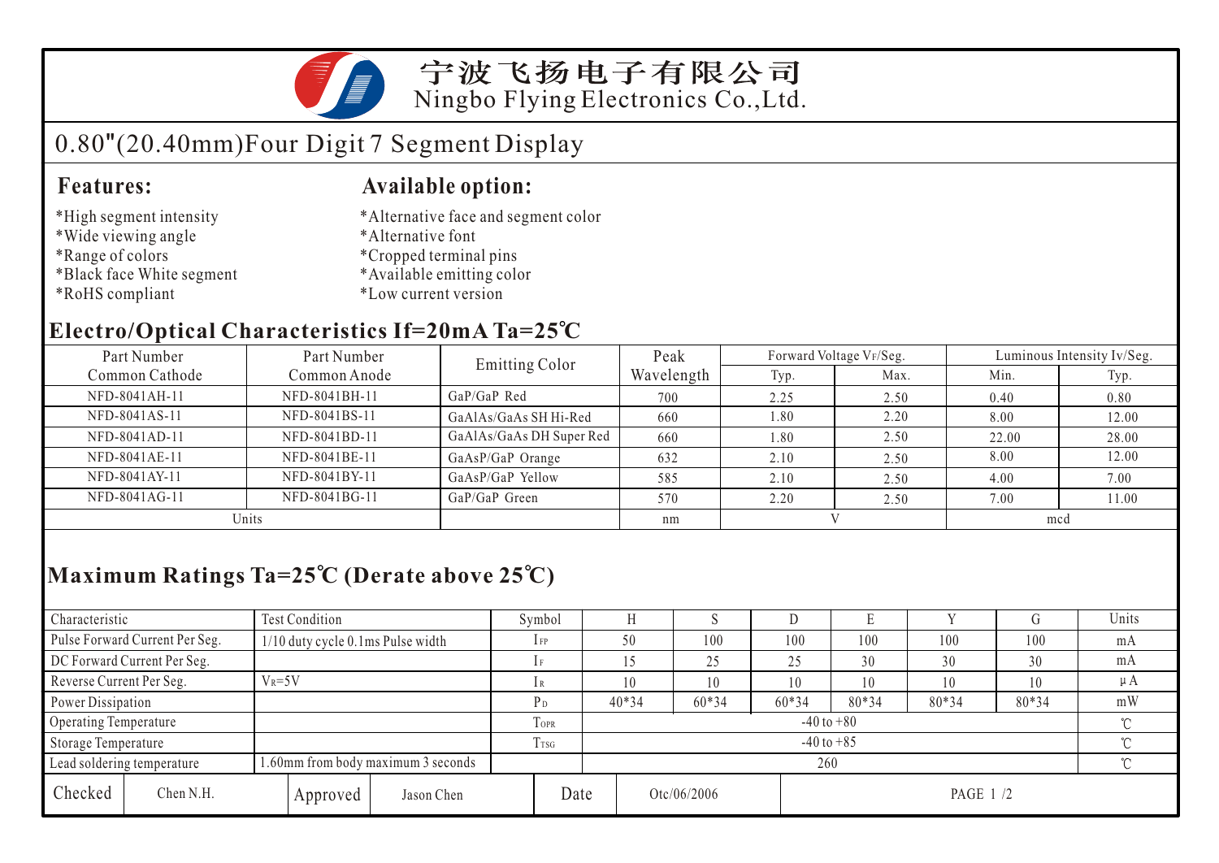# 宁波飞扬电子有限公司
Ningbo Flying Electronics Co.,Ltd.

## 0.80"(20.40mm)Four Digit 7 Segment Display

### Features:

*High segment intensity
*Wide viewing angle
*Range of colors
*Black face White segment
*RoHS compliant

### Available option:

*Alternative face and segment color
*Alternative font
*Cropped terminal pins
*Available emitting color
*Low current version

### Electro/Optical Characteristics If=20mA Ta=25℃

| Part Number Common Cathode | Part Number Common Anode | Emitting Color | Peak Wavelength | Forward Voltage $V_F$/Seg. | | Luminous Intensity Iv/Seg. | |
|---|---|---|---|---|---|---|---|
| | | | | Typ. | Max. | Min. | Typ. |
| NFD-8041AH-11 | NFD-8041BH-11 | GaP/GaP Red | 700 | 2.25 | 2.50 | 0.40 | 0.80 |
| NFD-8041AS-11 | NFD-8041BS-11 | GaAlAs/GaAs SH Hi-Red | 660 | 1.80 | 2.20 | 8.00 | 12.00 |
| NFD-8041AD-11 | NFD-8041BD-11 | GaAlAs/GaAs DH Super Red | 660 | 1.80 | 2.50 | 22.00 | 28.00 |
| NFD-8041AE-11 | NFD-8041BE-11 | GaAsP/GaP Orange | 632 | 2.10 | 2.50 | 8.00 | 12.00 |
| NFD-8041AY-11 | NFD-8041BY-11 | GaAsP/GaP Yellow | 585 | 2.10 | 2.50 | 4.00 | 7.00 |
| NFD-8041AG-11 | NFD-8041BG-11 | GaP/GaP Green | 570 | 2.20 | 2.50 | 7.00 | 11.00 |
| Units | | | nm | V | | mcd | |

### Maximum Ratings Ta=25℃ (Derate above 25℃)

| Characteristic | Test Condition | Symbol | H | S | D | E | Y | G | Units |
|---|---|---|---|---|---|---|---|---|---|
| Pulse Forward Current Per Seg. | 1/10 duty cycle 0.1ms Pulse width | $I_{FP}$ | 50 | 100 | 100 | 100 | 100 | 100 | mA |
| DC Forward Current Per Seg. | | $I_F$ | 15 | 25 | 25 | 30 | 30 | 30 | mA |
| Reverse Current Per Seg. | $V_R$=5V | $I_R$ | 10 | 10 | 10 | 10 | 10 | 10 | μA |
| Power Dissipation | | $P_D$ | 40*34 | 60*34 | 60*34 | 80*34 | 80*34 | 80*34 | mW |
| Operating Temperature | | $T_{OPR}$ | -40 to +80 | | | | | | ℃ |
| Storage Temperature | | $T_{TSG}$ | -40 to +85 | | | | | | ℃ |
| Lead soldering temperature | 1.60mm from body maximum 3 seconds | | 260 | | | | | | ℃ |

| Checked | Chen N.H. | Approved | Jason Chen | Date | Otc/06/2006 |
|---|---|---|---|---|---|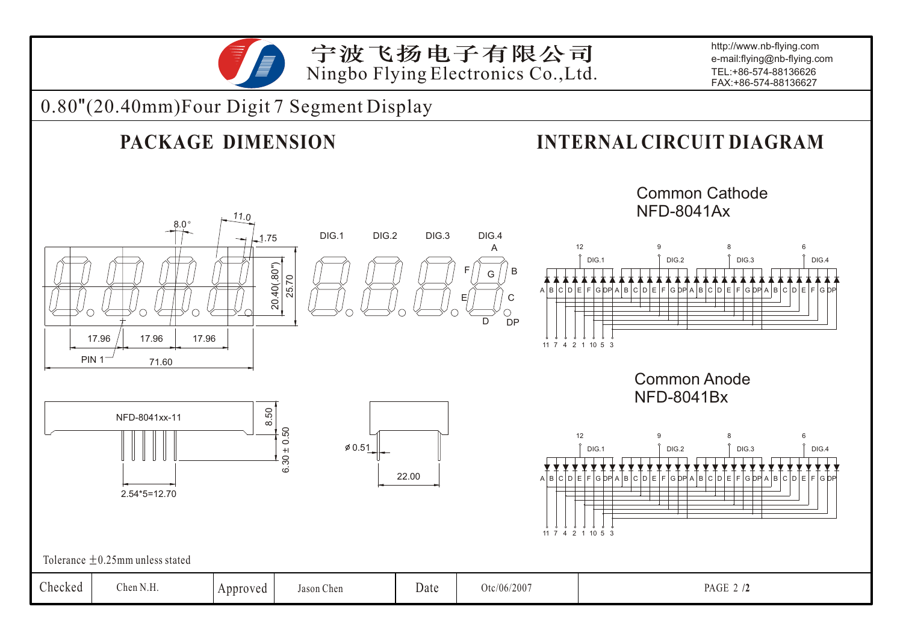宁波飞扬电子有限公司
Ningbo Flying Electronics Co.,Ltd.

http://www.nb-flying.com
e-mail:flying@nb-flying.com
TEL:+86-574-88136626
FAX:+86-574-88136627

# 0.80"(20.40mm)Four Digit 7 Segment Display

## PACKAGE DIMENSION

8.0°
11.0
1.75
20.40(.80")
25.70
17.96
17.96
17.96
PIN 1
71.60

DIG.1 DIG.2 DIG.3 DIG.4
A
B
C
D
DP
E
F
G

NFD-8041xx-11
8.50
6.30 ± 0.50
2.54*5=12.70
ø 0.51
22.00

## INTERNAL CIRCUIT DIAGRAM

Common Cathode
NFD-8041Ax

12 9 8 6
DIG.1 DIG.2 DIG.3 DIG.4
A B C D E F G DP A B C D E F G DP A B C D E F G DP A B C D E F G DP
11 7 4 2 1 10 5 3

Common Anode
NFD-8041Bx

12 9 8 6
DIG.1 DIG.2 DIG.3 DIG.4
A B C D E F G DP A B C D E F G DP A B C D E F G DP A B C D E F G DP
11 7 4 2 1 10 5 3

Tolerance ±0.25mm unless stated

| Checked | Chen N.H. | Approved | Jason Chen | Date | Otc/06/2007 | PAGE 2 /2 |
|---|---|---|---|---|---|---|